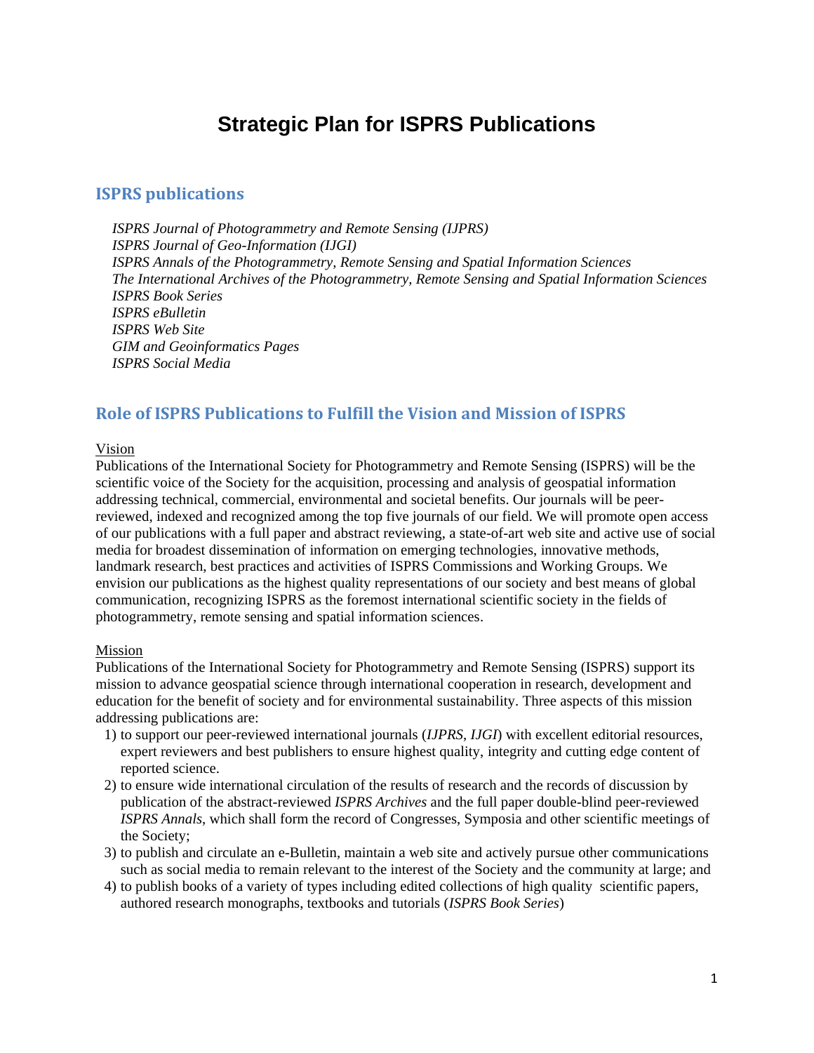# Strategic Plan for ISPRS Publications

## ISPRS publications

*ISPRS Journal of Photogrammetry and Remote Sensing (IJPRS)*  
*ISPRS Journal of Geo-Information (IJGI)*  
*ISPRS Annals of the Photogrammetry, Remote Sensing and Spatial Information Sciences*  
*The International Archives of the Photogrammetry, Remote Sensing and Spatial Information Sciences*  
*ISPRS Book Series*  
*ISPRS eBulletin*  
*ISPRS Web Site*  
*GIM and Geoinformatics Pages*  
*ISPRS Social Media*

## Role of ISPRS Publications to Fulfill the Vision and Mission of ISPRS

Vision

Publications of the International Society for Photogrammetry and Remote Sensing (ISPRS) will be the scientific voice of the Society for the acquisition, processing and analysis of geospatial information addressing technical, commercial, environmental and societal benefits. Our journals will be peer-reviewed, indexed and recognized among the top five journals of our field. We will promote open access of our publications with a full paper and abstract reviewing, a state-of-art web site and active use of social media for broadest dissemination of information on emerging technologies, innovative methods, landmark research, best practices and activities of ISPRS Commissions and Working Groups. We envision our publications as the highest quality representations of our society and best means of global communication, recognizing ISPRS as the foremost international scientific society in the fields of photogrammetry, remote sensing and spatial information sciences.

Mission

Publications of the International Society for Photogrammetry and Remote Sensing (ISPRS) support its mission to advance geospatial science through international cooperation in research, development and education for the benefit of society and for environmental sustainability. Three aspects of this mission addressing publications are:

1) to support our peer-reviewed international journals (*IJPRS*, *IJGI*) with excellent editorial resources, expert reviewers and best publishers to ensure highest quality, integrity and cutting edge content of reported science.
2) to ensure wide international circulation of the results of research and the records of discussion by publication of the abstract-reviewed *ISPRS Archives* and the full paper double-blind peer-reviewed *ISPRS Annals*, which shall form the record of Congresses, Symposia and other scientific meetings of the Society;
3) to publish and circulate an e-Bulletin, maintain a web site and actively pursue other communications such as social media to remain relevant to the interest of the Society and the community at large; and
4) to publish books of a variety of types including edited collections of high quality scientific papers, authored research monographs, textbooks and tutorials (*ISPRS Book Series*)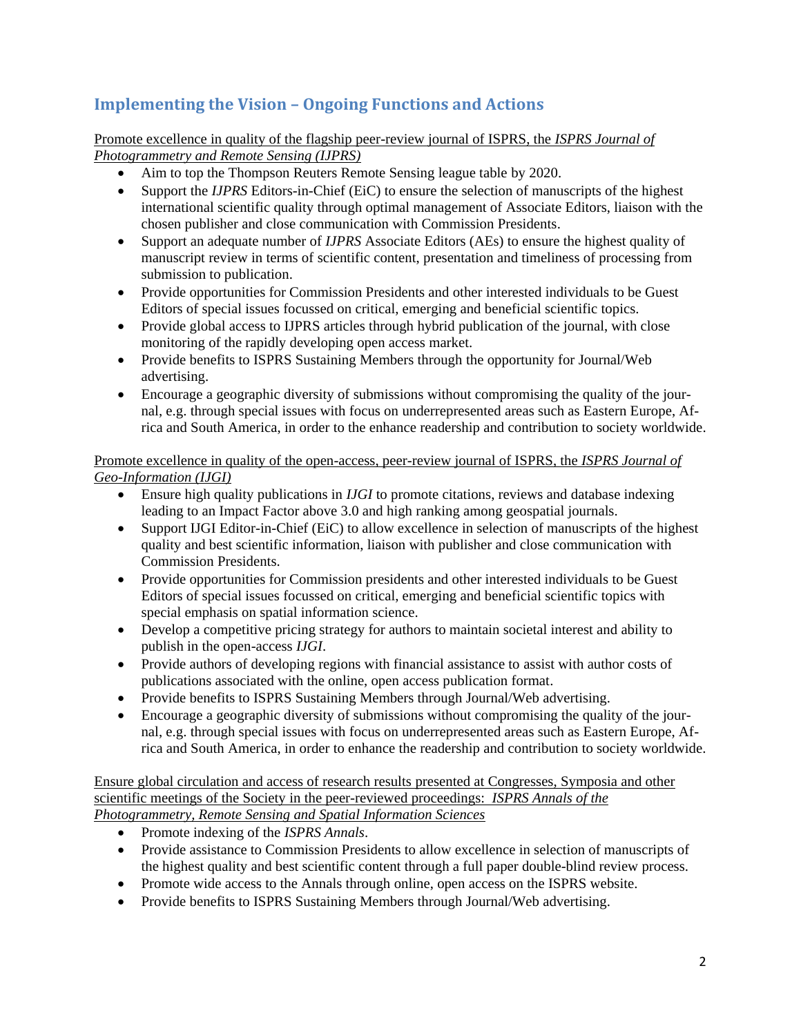## Implementing the Vision – Ongoing Functions and Actions

<u>Promote excellence in quality of the flagship peer-review journal of ISPRS, the *ISPRS Journal of Photogrammetry and Remote Sensing (IJPRS)*</u>

- Aim to top the Thompson Reuters Remote Sensing league table by 2020.
- Support the *IJPRS* Editors-in-Chief (EiC) to ensure the selection of manuscripts of the highest international scientific quality through optimal management of Associate Editors, liaison with the chosen publisher and close communication with Commission Presidents.
- Support an adequate number of *IJPRS* Associate Editors (AEs) to ensure the highest quality of manuscript review in terms of scientific content, presentation and timeliness of processing from submission to publication.
- Provide opportunities for Commission Presidents and other interested individuals to be Guest Editors of special issues focussed on critical, emerging and beneficial scientific topics.
- Provide global access to IJPRS articles through hybrid publication of the journal, with close monitoring of the rapidly developing open access market.
- Provide benefits to ISPRS Sustaining Members through the opportunity for Journal/Web advertising.
- Encourage a geographic diversity of submissions without compromising the quality of the journal, e.g. through special issues with focus on underrepresented areas such as Eastern Europe, Africa and South America, in order to the enhance readership and contribution to society worldwide.

<u>Promote excellence in quality of the open-access, peer-review journal of ISPRS, the *ISPRS Journal of Geo-Information (IJGI)*</u>

- Ensure high quality publications in *IJGI* to promote citations, reviews and database indexing leading to an Impact Factor above 3.0 and high ranking among geospatial journals.
- Support IJGI Editor-in-Chief (EiC) to allow excellence in selection of manuscripts of the highest quality and best scientific information, liaison with publisher and close communication with Commission Presidents.
- Provide opportunities for Commission presidents and other interested individuals to be Guest Editors of special issues focussed on critical, emerging and beneficial scientific topics with special emphasis on spatial information science.
- Develop a competitive pricing strategy for authors to maintain societal interest and ability to publish in the open-access *IJGI*.
- Provide authors of developing regions with financial assistance to assist with author costs of publications associated with the online, open access publication format.
- Provide benefits to ISPRS Sustaining Members through Journal/Web advertising.
- Encourage a geographic diversity of submissions without compromising the quality of the journal, e.g. through special issues with focus on underrepresented areas such as Eastern Europe, Africa and South America, in order to enhance the readership and contribution to society worldwide.

<u>Ensure global circulation and access of research results presented at Congresses, Symposia and other scientific meetings of the Society in the peer-reviewed proceedings: *ISPRS Annals of the Photogrammetry, Remote Sensing and Spatial Information Sciences*</u>

- Promote indexing of the *ISPRS Annals*.
- Provide assistance to Commission Presidents to allow excellence in selection of manuscripts of the highest quality and best scientific content through a full paper double-blind review process.
- Promote wide access to the Annals through online, open access on the ISPRS website.
- Provide benefits to ISPRS Sustaining Members through Journal/Web advertising.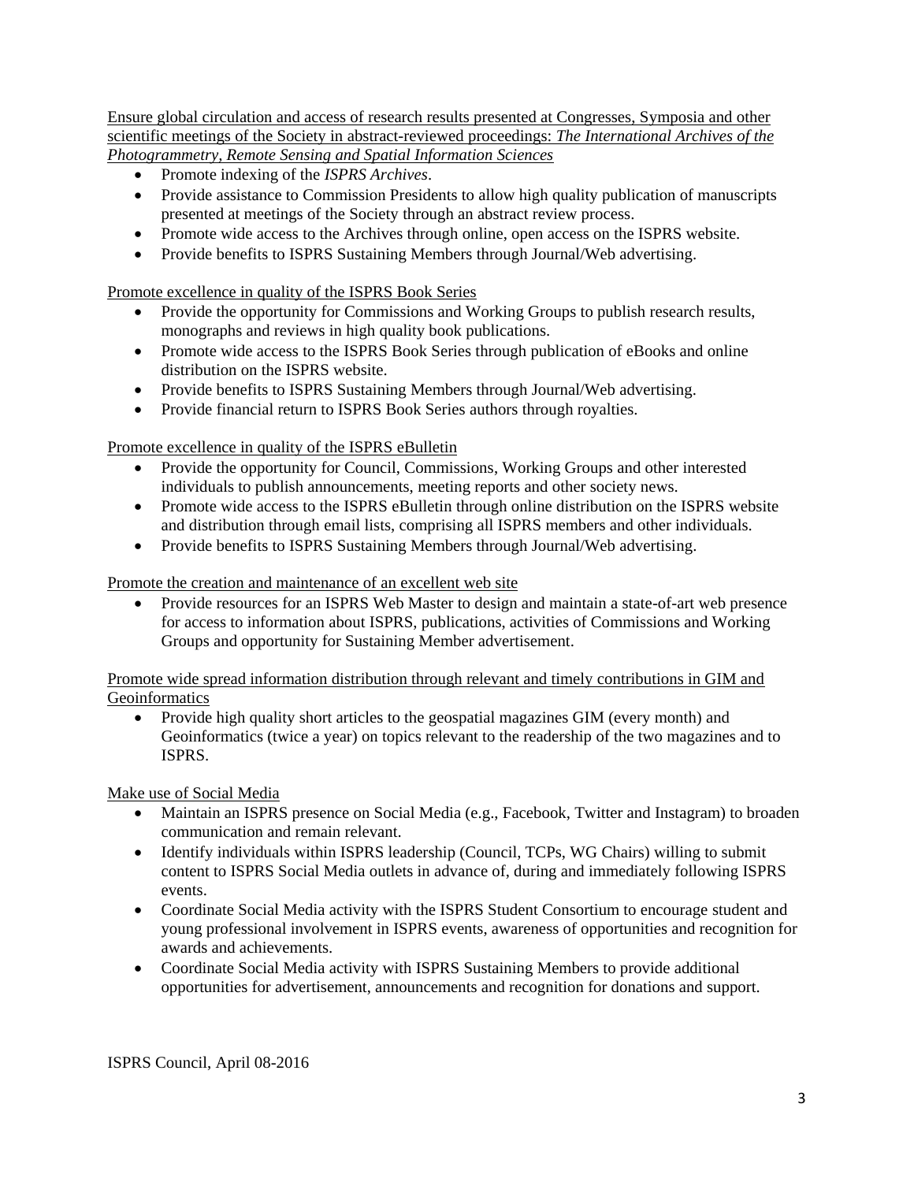Ensure global circulation and access of research results presented at Congresses, Symposia and other scientific meetings of the Society in abstract-reviewed proceedings: *The International Archives of the Photogrammetry, Remote Sensing and Spatial Information Sciences*

- Promote indexing of the *ISPRS Archives*.
- Provide assistance to Commission Presidents to allow high quality publication of manuscripts presented at meetings of the Society through an abstract review process.
- Promote wide access to the Archives through online, open access on the ISPRS website.
- Provide benefits to ISPRS Sustaining Members through Journal/Web advertising.

Promote excellence in quality of the ISPRS Book Series

- Provide the opportunity for Commissions and Working Groups to publish research results, monographs and reviews in high quality book publications.
- Promote wide access to the ISPRS Book Series through publication of eBooks and online distribution on the ISPRS website.
- Provide benefits to ISPRS Sustaining Members through Journal/Web advertising.
- Provide financial return to ISPRS Book Series authors through royalties.

Promote excellence in quality of the ISPRS eBulletin

- Provide the opportunity for Council, Commissions, Working Groups and other interested individuals to publish announcements, meeting reports and other society news.
- Promote wide access to the ISPRS eBulletin through online distribution on the ISPRS website and distribution through email lists, comprising all ISPRS members and other individuals.
- Provide benefits to ISPRS Sustaining Members through Journal/Web advertising.

Promote the creation and maintenance of an excellent web site

- Provide resources for an ISPRS Web Master to design and maintain a state-of-art web presence for access to information about ISPRS, publications, activities of Commissions and Working Groups and opportunity for Sustaining Member advertisement.

Promote wide spread information distribution through relevant and timely contributions in GIM and Geoinformatics

- Provide high quality short articles to the geospatial magazines GIM (every month) and Geoinformatics (twice a year) on topics relevant to the readership of the two magazines and to ISPRS.

Make use of Social Media

- Maintain an ISPRS presence on Social Media (e.g., Facebook, Twitter and Instagram) to broaden communication and remain relevant.
- Identify individuals within ISPRS leadership (Council, TCPs, WG Chairs) willing to submit content to ISPRS Social Media outlets in advance of, during and immediately following ISPRS events.
- Coordinate Social Media activity with the ISPRS Student Consortium to encourage student and young professional involvement in ISPRS events, awareness of opportunities and recognition for awards and achievements.
- Coordinate Social Media activity with ISPRS Sustaining Members to provide additional opportunities for advertisement, announcements and recognition for donations and support.

ISPRS Council, April 08-2016